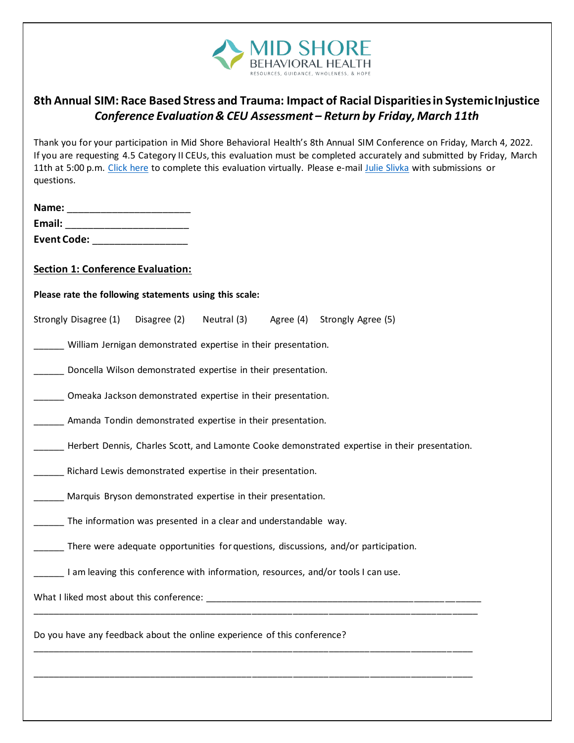MID SHORE BEHAVIORAL HEALTH
RESOURCES, GUIDANCE, WHOLENESS, & HOPE

## 8th Annual SIM: Race Based Stress and Trauma: Impact of Racial Disparities in Systemic Injustice
### *Conference Evaluation & CEU Assessment – Return by Friday, March 11th*

Thank you for your participation in Mid Shore Behavioral Health's 8th Annual SIM Conference on Friday, March 4, 2022. If you are requesting 4.5 Category II CEUs, this evaluation must be completed accurately and submitted by Friday, March 11th at 5:00 p.m. Click here to complete this evaluation virtually. Please e-mail Julie Slivka with submissions or questions.

**Name:** _______________________
**Email:** _______________________
**Event Code:** __________________

**Section 1: Conference Evaluation:**

**Please rate the following statements using this scale:**

Strongly Disagree (1) Disagree (2) Neutral (3) Agree (4) Strongly Agree (5)

______ William Jernigan demonstrated expertise in their presentation.

______ Doncella Wilson demonstrated expertise in their presentation.

______ Omeaka Jackson demonstrated expertise in their presentation.

______ Amanda Tondin demonstrated expertise in their presentation.

______ Herbert Dennis, Charles Scott, and Lamonte Cooke demonstrated expertise in their presentation.

______ Richard Lewis demonstrated expertise in their presentation.

______ Marquis Bryson demonstrated expertise in their presentation.

______ The information was presented in a clear and understandable way.

______ There were adequate opportunities for questions, discussions, and/or participation.

______ I am leaving this conference with information, resources, and/or tools I can use.

What I liked most about this conference: ____________________________________________________
____________________________________________________________________________________

Do you have any feedback about the online experience of this conference?
____________________________________________________________________________________

____________________________________________________________________________________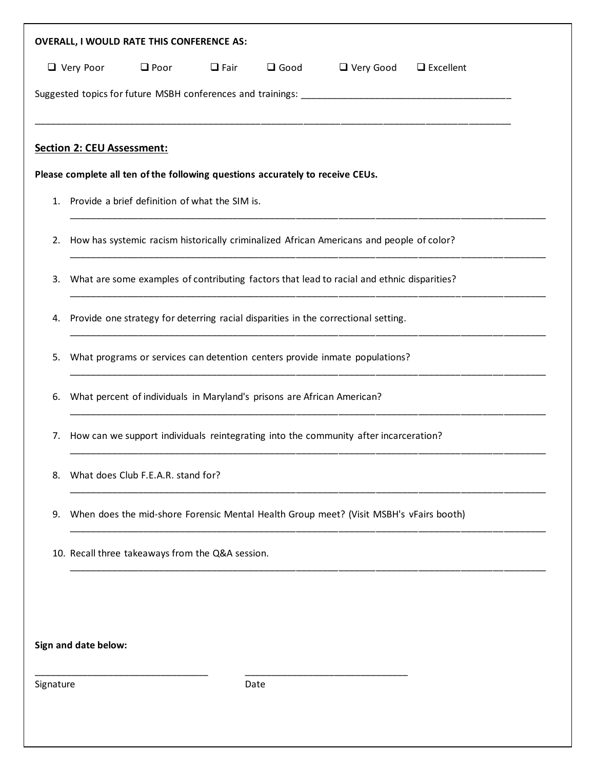**OVERALL, I WOULD RATE THIS CONFERENCE AS:**

❑ Very Poor ❑ Poor ❑ Fair ❑ Good ❑ Very Good ❑ Excellent

Suggested topics for future MSBH conferences and trainings: ________________________________________

________________________________________________________________________________________

## Section 2: CEU Assessment:

**Please complete all ten of the following questions accurately to receive CEUs.**

1. Provide a brief definition of what the SIM is.

   ________________________________________________________________________________________

2. How has systemic racism historically criminalized African Americans and people of color?

   ________________________________________________________________________________________

3. What are some examples of contributing factors that lead to racial and ethnic disparities?

   ________________________________________________________________________________________

4. Provide one strategy for deterring racial disparities in the correctional setting.

   ________________________________________________________________________________________

5. What programs or services can detention centers provide inmate populations?

   ________________________________________________________________________________________

6. What percent of individuals in Maryland's prisons are African American?

   ________________________________________________________________________________________

7. How can we support individuals reintegrating into the community after incarceration?

   ________________________________________________________________________________________

8. What does Club F.E.A.R. stand for?

   ________________________________________________________________________________________

9. When does the mid-shore Forensic Mental Health Group meet? (Visit MSBH's vFairs booth)

   ________________________________________________________________________________________

10. Recall three takeaways from the Q&A session.

    ________________________________________________________________________________________

**Sign and date below:**

__________________________________ __________________________________

Signature Date